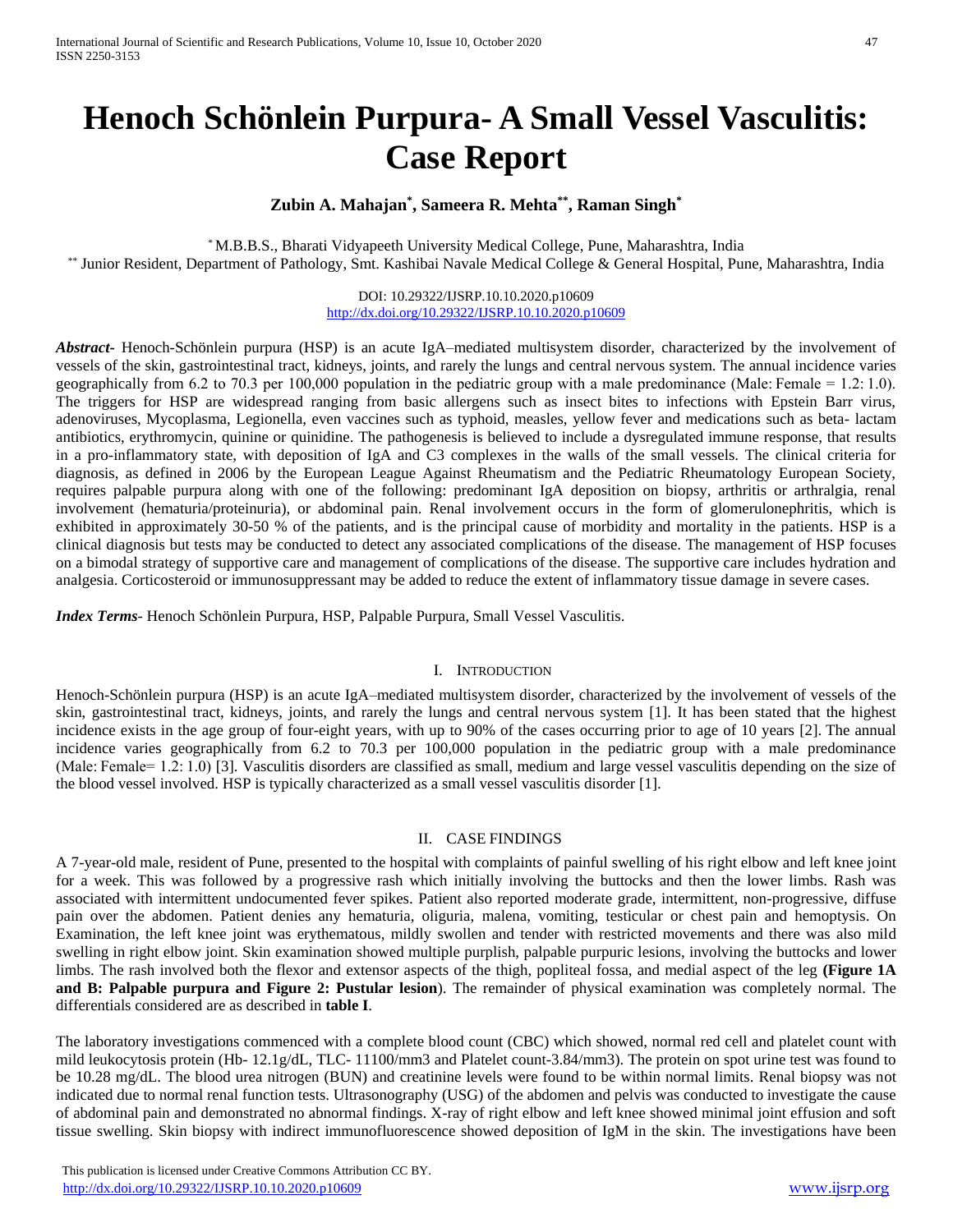# Henoch Schönlein Purpura- A Small Vessel Vasculitis: Case Report

**Zubin A. Mahajan*, Sameera R. Mehta**, Raman Singh***

* M.B.B.S., Bharati Vidyapeeth University Medical College, Pune, Maharashtra, India
** Junior Resident, Department of Pathology, Smt. Kashibai Navale Medical College & General Hospital, Pune, Maharashtra, India

DOI: 10.29322/IJSRP.10.10.2020.p10609
http://dx.doi.org/10.29322/IJSRP.10.10.2020.p10609

***Abstract*-** Henoch-Schönlein purpura (HSP) is an acute IgA–mediated multisystem disorder, characterized by the involvement of vessels of the skin, gastrointestinal tract, kidneys, joints, and rarely the lungs and central nervous system. The annual incidence varies geographically from 6.2 to 70.3 per 100,000 population in the pediatric group with a male predominance (Male: Female = 1.2: 1.0). The triggers for HSP are widespread ranging from basic allergens such as insect bites to infections with Epstein Barr virus, adenoviruses, Mycoplasma, Legionella, even vaccines such as typhoid, measles, yellow fever and medications such as beta- lactam antibiotics, erythromycin, quinine or quinidine. The pathogenesis is believed to include a dysregulated immune response, that results in a pro-inflammatory state, with deposition of IgA and C3 complexes in the walls of the small vessels. The clinical criteria for diagnosis, as defined in 2006 by the European League Against Rheumatism and the Pediatric Rheumatology European Society, requires palpable purpura along with one of the following: predominant IgA deposition on biopsy, arthritis or arthralgia, renal involvement (hematuria/proteinuria), or abdominal pain. Renal involvement occurs in the form of glomerulonephritis, which is exhibited in approximately 30-50 % of the patients, and is the principal cause of morbidity and mortality in the patients. HSP is a clinical diagnosis but tests may be conducted to detect any associated complications of the disease. The management of HSP focuses on a bimodal strategy of supportive care and management of complications of the disease. The supportive care includes hydration and analgesia. Corticosteroid or immunosuppressant may be added to reduce the extent of inflammatory tissue damage in severe cases.

***Index Terms*-** Henoch Schönlein Purpura, HSP, Palpable Purpura, Small Vessel Vasculitis.

## I. Introduction

Henoch-Schönlein purpura (HSP) is an acute IgA–mediated multisystem disorder, characterized by the involvement of vessels of the skin, gastrointestinal tract, kidneys, joints, and rarely the lungs and central nervous system [1]. It has been stated that the highest incidence exists in the age group of four-eight years, with up to 90% of the cases occurring prior to age of 10 years [2]. The annual incidence varies geographically from 6.2 to 70.3 per 100,000 population in the pediatric group with a male predominance (Male: Female= 1.2: 1.0) [3]. Vasculitis disorders are classified as small, medium and large vessel vasculitis depending on the size of the blood vessel involved. HSP is typically characterized as a small vessel vasculitis disorder [1].

## II. Case Findings

A 7-year-old male, resident of Pune, presented to the hospital with complaints of painful swelling of his right elbow and left knee joint for a week. This was followed by a progressive rash which initially involving the buttocks and then the lower limbs. Rash was associated with intermittent undocumented fever spikes. Patient also reported moderate grade, intermittent, non-progressive, diffuse pain over the abdomen. Patient denies any hematuria, oliguria, malena, vomiting, testicular or chest pain and hemoptysis. On Examination, the left knee joint was erythematous, mildly swollen and tender with restricted movements and there was also mild swelling in right elbow joint. Skin examination showed multiple purplish, palpable purpuric lesions, involving the buttocks and lower limbs. The rash involved both the flexor and extensor aspects of the thigh, popliteal fossa, and medial aspect of the leg **(Figure 1A and B: Palpable purpura and Figure 2: Pustular lesion)**. The remainder of physical examination was completely normal. The differentials considered are as described in **table I**.

The laboratory investigations commenced with a complete blood count (CBC) which showed, normal red cell and platelet count with mild leukocytosis protein (Hb- 12.1g/dL, TLC- 11100/mm3 and Platelet count-3.84/mm3). The protein on spot urine test was found to be 10.28 mg/dL. The blood urea nitrogen (BUN) and creatinine levels were found to be within normal limits. Renal biopsy was not indicated due to normal renal function tests. Ultrasonography (USG) of the abdomen and pelvis was conducted to investigate the cause of abdominal pain and demonstrated no abnormal findings. X-ray of right elbow and left knee showed minimal joint effusion and soft tissue swelling. Skin biopsy with indirect immunofluorescence showed deposition of IgM in the skin. The investigations have been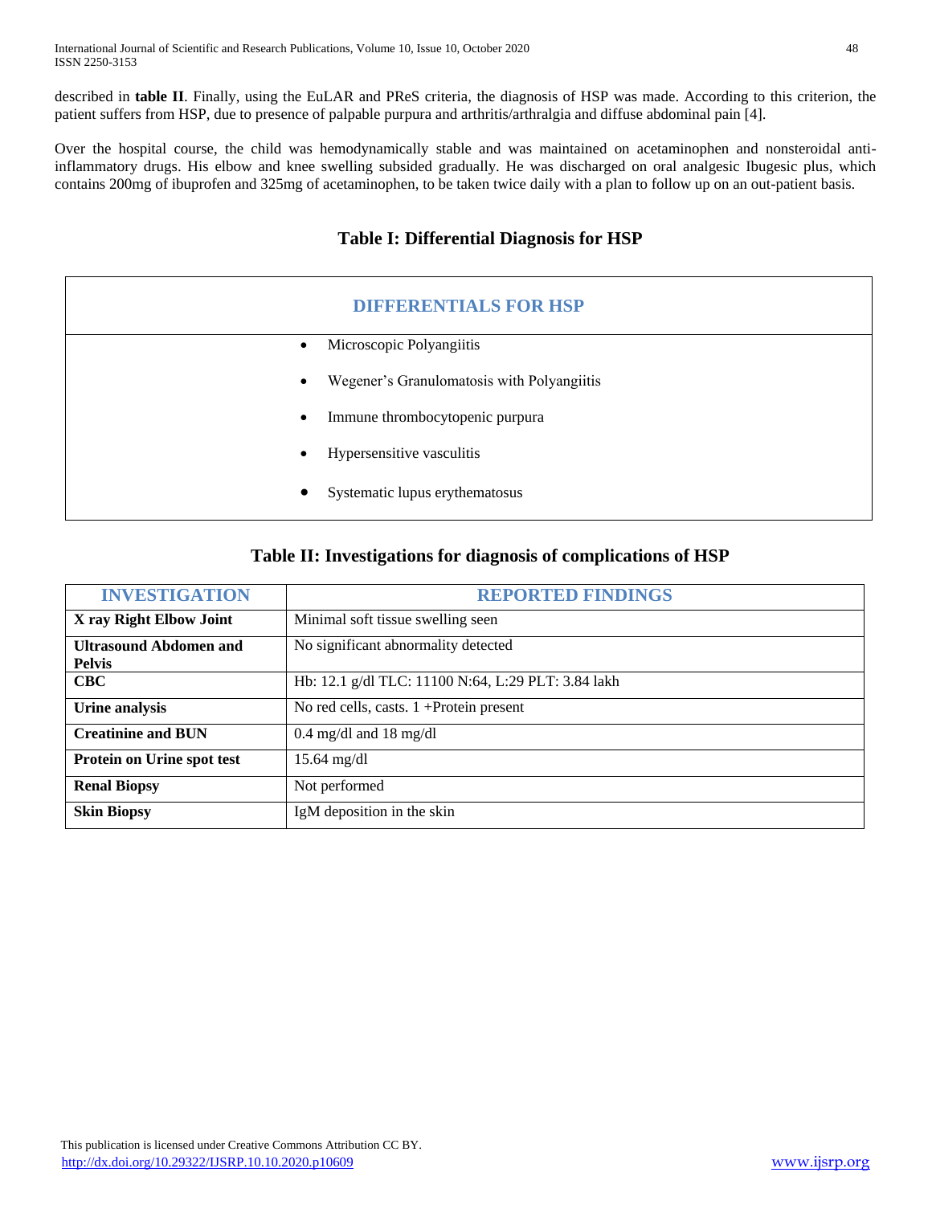described in **table II**. Finally, using the EuLAR and PReS criteria, the diagnosis of HSP was made. According to this criterion, the patient suffers from HSP, due to presence of palpable purpura and arthritis/arthralgia and diffuse abdominal pain [4].

Over the hospital course, the child was hemodynamically stable and was maintained on acetaminophen and nonsteroidal anti-inflammatory drugs. His elbow and knee swelling subsided gradually. He was discharged on oral analgesic Ibugesic plus, which contains 200mg of ibuprofen and 325mg of acetaminophen, to be taken twice daily with a plan to follow up on an out-patient basis.

### Table I: Differential Diagnosis for HSP

| DIFFERENTIALS FOR HSP |
|---|
| • Microscopic Polyangiitis<br>• Wegener's Granulomatosis with Polyangiitis<br>• Immune thrombocytopenic purpura<br>• Hypersensitive vasculitis<br>• Systematic lupus erythematosus |

### Table II: Investigations for diagnosis of complications of HSP

| INVESTIGATION | REPORTED FINDINGS |
|---|---|
| **X ray Right Elbow Joint** | Minimal soft tissue swelling seen |
| **Ultrasound Abdomen and Pelvis** | No significant abnormality detected |
| **CBC** | Hb: 12.1 g/dl TLC: 11100 N:64, L:29 PLT: 3.84 lakh |
| **Urine analysis** | No red cells, casts. 1 +Protein present |
| **Creatinine and BUN** | 0.4 mg/dl and 18 mg/dl |
| **Protein on Urine spot test** | 15.64 mg/dl |
| **Renal Biopsy** | Not performed |
| **Skin Biopsy** | IgM deposition in the skin |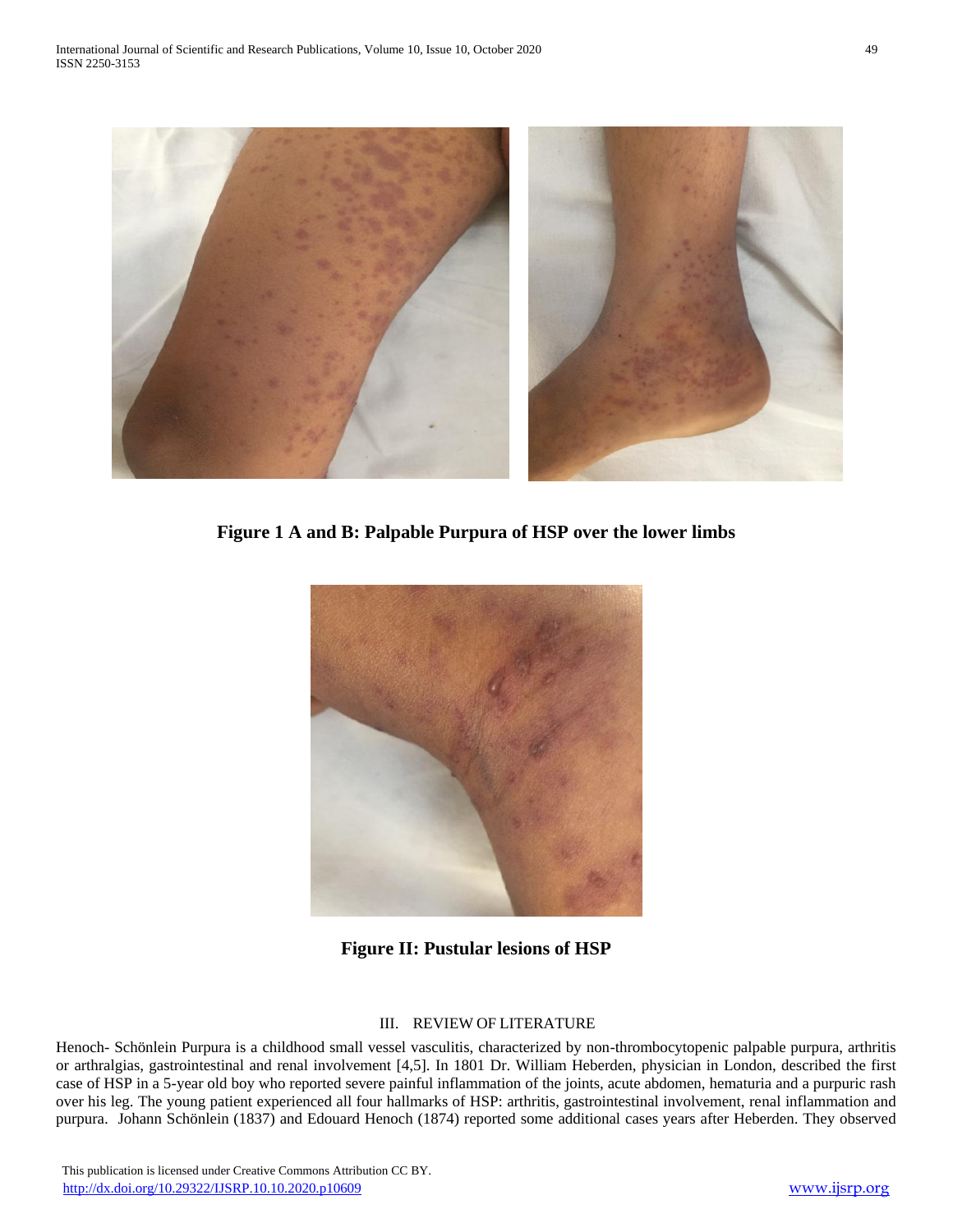**Figure 1 A and B: Palpable Purpura of HSP over the lower limbs**

**Figure II: Pustular lesions of HSP**

## III. REVIEW OF LITERATURE

Henoch- Schönlein Purpura is a childhood small vessel vasculitis, characterized by non-thrombocytopenic palpable purpura, arthritis or arthralgias, gastrointestinal and renal involvement [4,5]. In 1801 Dr. William Heberden, physician in London, described the first case of HSP in a 5-year old boy who reported severe painful inflammation of the joints, acute abdomen, hematuria and a purpuric rash over his leg. The young patient experienced all four hallmarks of HSP: arthritis, gastrointestinal involvement, renal inflammation and purpura. Johann Schönlein (1837) and Edouard Henoch (1874) reported some additional cases years after Heberden. They observed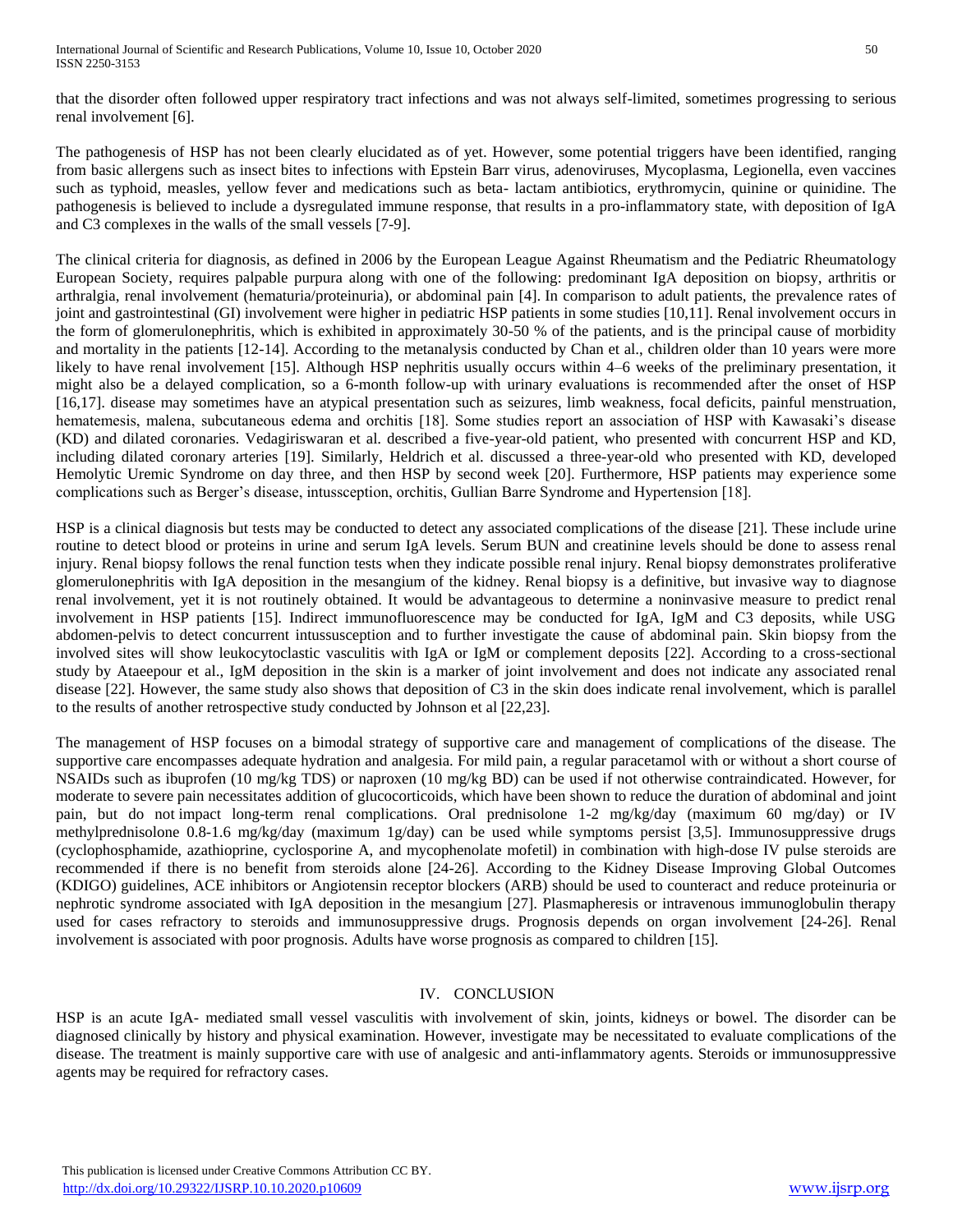that the disorder often followed upper respiratory tract infections and was not always self-limited, sometimes progressing to serious renal involvement [6].

The pathogenesis of HSP has not been clearly elucidated as of yet. However, some potential triggers have been identified, ranging from basic allergens such as insect bites to infections with Epstein Barr virus, adenoviruses, Mycoplasma, Legionella, even vaccines such as typhoid, measles, yellow fever and medications such as beta- lactam antibiotics, erythromycin, quinine or quinidine. The pathogenesis is believed to include a dysregulated immune response, that results in a pro-inflammatory state, with deposition of IgA and C3 complexes in the walls of the small vessels [7-9].

The clinical criteria for diagnosis, as defined in 2006 by the European League Against Rheumatism and the Pediatric Rheumatology European Society, requires palpable purpura along with one of the following: predominant IgA deposition on biopsy, arthritis or arthralgia, renal involvement (hematuria/proteinuria), or abdominal pain [4]. In comparison to adult patients, the prevalence rates of joint and gastrointestinal (GI) involvement were higher in pediatric HSP patients in some studies [10,11]. Renal involvement occurs in the form of glomerulonephritis, which is exhibited in approximately 30-50 % of the patients, and is the principal cause of morbidity and mortality in the patients [12-14]. According to the metanalysis conducted by Chan et al., children older than 10 years were more likely to have renal involvement [15]. Although HSP nephritis usually occurs within 4–6 weeks of the preliminary presentation, it might also be a delayed complication, so a 6-month follow-up with urinary evaluations is recommended after the onset of HSP [16,17]. disease may sometimes have an atypical presentation such as seizures, limb weakness, focal deficits, painful menstruation, hematemesis, malena, subcutaneous edema and orchitis [18]. Some studies report an association of HSP with Kawasaki's disease (KD) and dilated coronaries. Vedagiriswaran et al. described a five-year-old patient, who presented with concurrent HSP and KD, including dilated coronary arteries [19]. Similarly, Heldrich et al. discussed a three-year-old who presented with KD, developed Hemolytic Uremic Syndrome on day three, and then HSP by second week [20]. Furthermore, HSP patients may experience some complications such as Berger's disease, intussception, orchitis, Gullian Barre Syndrome and Hypertension [18].

HSP is a clinical diagnosis but tests may be conducted to detect any associated complications of the disease [21]. These include urine routine to detect blood or proteins in urine and serum IgA levels. Serum BUN and creatinine levels should be done to assess renal injury. Renal biopsy follows the renal function tests when they indicate possible renal injury. Renal biopsy demonstrates proliferative glomerulonephritis with IgA deposition in the mesangium of the kidney. Renal biopsy is a definitive, but invasive way to diagnose renal involvement, yet it is not routinely obtained. It would be advantageous to determine a noninvasive measure to predict renal involvement in HSP patients [15]. Indirect immunofluorescence may be conducted for IgA, IgM and C3 deposits, while USG abdomen-pelvis to detect concurrent intussusception and to further investigate the cause of abdominal pain. Skin biopsy from the involved sites will show leukocytoclastic vasculitis with IgA or IgM or complement deposits [22]. According to a cross-sectional study by Ataeepour et al., IgM deposition in the skin is a marker of joint involvement and does not indicate any associated renal disease [22]. However, the same study also shows that deposition of C3 in the skin does indicate renal involvement, which is parallel to the results of another retrospective study conducted by Johnson et al [22,23].

The management of HSP focuses on a bimodal strategy of supportive care and management of complications of the disease. The supportive care encompasses adequate hydration and analgesia. For mild pain, a regular paracetamol with or without a short course of NSAIDs such as ibuprofen (10 mg/kg TDS) or naproxen (10 mg/kg BD) can be used if not otherwise contraindicated. However, for moderate to severe pain necessitates addition of glucocorticoids, which have been shown to reduce the duration of abdominal and joint pain, but do not impact long-term renal complications. Oral prednisolone 1-2 mg/kg/day (maximum 60 mg/day) or IV methylprednisolone 0.8-1.6 mg/kg/day (maximum 1g/day) can be used while symptoms persist [3,5]. Immunosuppressive drugs (cyclophosphamide, azathioprine, cyclosporine A, and mycophenolate mofetil) in combination with high-dose IV pulse steroids are recommended if there is no benefit from steroids alone [24-26]. According to the Kidney Disease Improving Global Outcomes (KDIGO) guidelines, ACE inhibitors or Angiotensin receptor blockers (ARB) should be used to counteract and reduce proteinuria or nephrotic syndrome associated with IgA deposition in the mesangium [27]. Plasmapheresis or intravenous immunoglobulin therapy used for cases refractory to steroids and immunosuppressive drugs. Prognosis depends on organ involvement [24-26]. Renal involvement is associated with poor prognosis. Adults have worse prognosis as compared to children [15].

## IV. CONCLUSION

HSP is an acute IgA- mediated small vessel vasculitis with involvement of skin, joints, kidneys or bowel. The disorder can be diagnosed clinically by history and physical examination. However, investigate may be necessitated to evaluate complications of the disease. The treatment is mainly supportive care with use of analgesic and anti-inflammatory agents. Steroids or immunosuppressive agents may be required for refractory cases.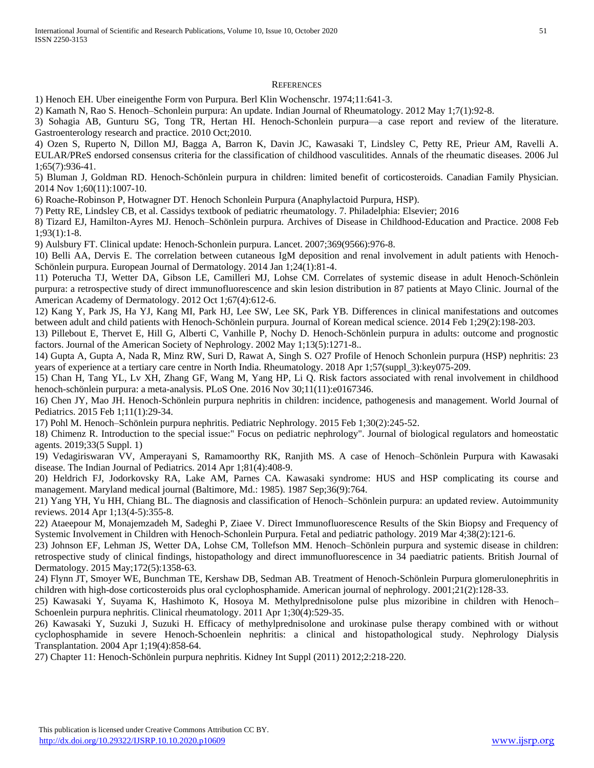# References

1) Henoch EH. Uber eineigenthe Form von Purpura. Berl Klin Wochenschr. 1974;11:641-3.

2) Kamath N, Rao S. Henoch–Schonlein purpura: An update. Indian Journal of Rheumatology. 2012 May 1;7(1):92-8.

3) Sohagia AB, Gunturu SG, Tong TR, Hertan HI. Henoch-Schonlein purpura—a case report and review of the literature. Gastroenterology research and practice. 2010 Oct;2010.

4) Ozen S, Ruperto N, Dillon MJ, Bagga A, Barron K, Davin JC, Kawasaki T, Lindsley C, Petty RE, Prieur AM, Ravelli A. EULAR/PReS endorsed consensus criteria for the classification of childhood vasculitides. Annals of the rheumatic diseases. 2006 Jul 1;65(7):936-41.

5) Bluman J, Goldman RD. Henoch-Schönlein purpura in children: limited benefit of corticosteroids. Canadian Family Physician. 2014 Nov 1;60(11):1007-10.

6) Roache-Robinson P, Hotwagner DT. Henoch Schonlein Purpura (Anaphylactoid Purpura, HSP).

7) Petty RE, Lindsley CB, et al. Cassidys textbook of pediatric rheumatology. 7. Philadelphia: Elsevier; 2016

8) Tizard EJ, Hamilton-Ayres MJ. Henoch–Schönlein purpura. Archives of Disease in Childhood-Education and Practice. 2008 Feb 1;93(1):1-8.

9) Aulsbury FT. Clinical update: Henoch-Schonlein purpura. Lancet. 2007;369(9566):976-8.

10) Belli AA, Dervis E. The correlation between cutaneous IgM deposition and renal involvement in adult patients with Henoch-Schönlein purpura. European Journal of Dermatology. 2014 Jan 1;24(1):81-4.

11) Poterucha TJ, Wetter DA, Gibson LE, Camilleri MJ, Lohse CM. Correlates of systemic disease in adult Henoch-Schönlein purpura: a retrospective study of direct immunofluorescence and skin lesion distribution in 87 patients at Mayo Clinic. Journal of the American Academy of Dermatology. 2012 Oct 1;67(4):612-6.

12) Kang Y, Park JS, Ha YJ, Kang MI, Park HJ, Lee SW, Lee SK, Park YB. Differences in clinical manifestations and outcomes between adult and child patients with Henoch-Schönlein purpura. Journal of Korean medical science. 2014 Feb 1;29(2):198-203.

13) Pillebout E, Thervet E, Hill G, Alberti C, Vanhille P, Nochy D. Henoch-Schönlein purpura in adults: outcome and prognostic factors. Journal of the American Society of Nephrology. 2002 May 1;13(5):1271-8..

14) Gupta A, Gupta A, Nada R, Minz RW, Suri D, Rawat A, Singh S. O27 Profile of Henoch Schonlein purpura (HSP) nephritis: 23 years of experience at a tertiary care centre in North India. Rheumatology. 2018 Apr 1;57(suppl_3):key075-209.

15) Chan H, Tang YL, Lv XH, Zhang GF, Wang M, Yang HP, Li Q. Risk factors associated with renal involvement in childhood henoch-schönlein purpura: a meta-analysis. PLoS One. 2016 Nov 30;11(11):e0167346.

16) Chen JY, Mao JH. Henoch-Schönlein purpura nephritis in children: incidence, pathogenesis and management. World Journal of Pediatrics. 2015 Feb 1;11(1):29-34.

17) Pohl M. Henoch–Schönlein purpura nephritis. Pediatric Nephrology. 2015 Feb 1;30(2):245-52.

18) Chimenz R. Introduction to the special issue:" Focus on pediatric nephrology". Journal of biological regulators and homeostatic agents. 2019;33(5 Suppl. 1)

19) Vedagiriswaran VV, Amperayani S, Ramamoorthy RK, Ranjith MS. A case of Henoch–Schönlein Purpura with Kawasaki disease. The Indian Journal of Pediatrics. 2014 Apr 1;81(4):408-9.

20) Heldrich FJ, Jodorkovsky RA, Lake AM, Parnes CA. Kawasaki syndrome: HUS and HSP complicating its course and management. Maryland medical journal (Baltimore, Md.: 1985). 1987 Sep;36(9):764.

21) Yang YH, Yu HH, Chiang BL. The diagnosis and classification of Henoch–Schönlein purpura: an updated review. Autoimmunity reviews. 2014 Apr 1;13(4-5):355-8.

22) Ataeepour M, Monajemzadeh M, Sadeghi P, Ziaee V. Direct Immunofluorescence Results of the Skin Biopsy and Frequency of Systemic Involvement in Children with Henoch-Schonlein Purpura. Fetal and pediatric pathology. 2019 Mar 4;38(2):121-6.

23) Johnson EF, Lehman JS, Wetter DA, Lohse CM, Tollefson MM. Henoch–Schönlein purpura and systemic disease in children: retrospective study of clinical findings, histopathology and direct immunofluorescence in 34 paediatric patients. British Journal of Dermatology. 2015 May;172(5):1358-63.

24) Flynn JT, Smoyer WE, Bunchman TE, Kershaw DB, Sedman AB. Treatment of Henoch-Schönlein Purpura glomerulonephritis in children with high-dose corticosteroids plus oral cyclophosphamide. American journal of nephrology. 2001;21(2):128-33.

25) Kawasaki Y, Suyama K, Hashimoto K, Hosoya M. Methylprednisolone pulse plus mizoribine in children with Henoch–Schoenlein purpura nephritis. Clinical rheumatology. 2011 Apr 1;30(4):529-35.

26) Kawasaki Y, Suzuki J, Suzuki H. Efficacy of methylprednisolone and urokinase pulse therapy combined with or without cyclophosphamide in severe Henoch-Schoenlein nephritis: a clinical and histopathological study. Nephrology Dialysis Transplantation. 2004 Apr 1;19(4):858-64.

27) Chapter 11: Henoch-Schönlein purpura nephritis. Kidney Int Suppl (2011) 2012;2:218-220.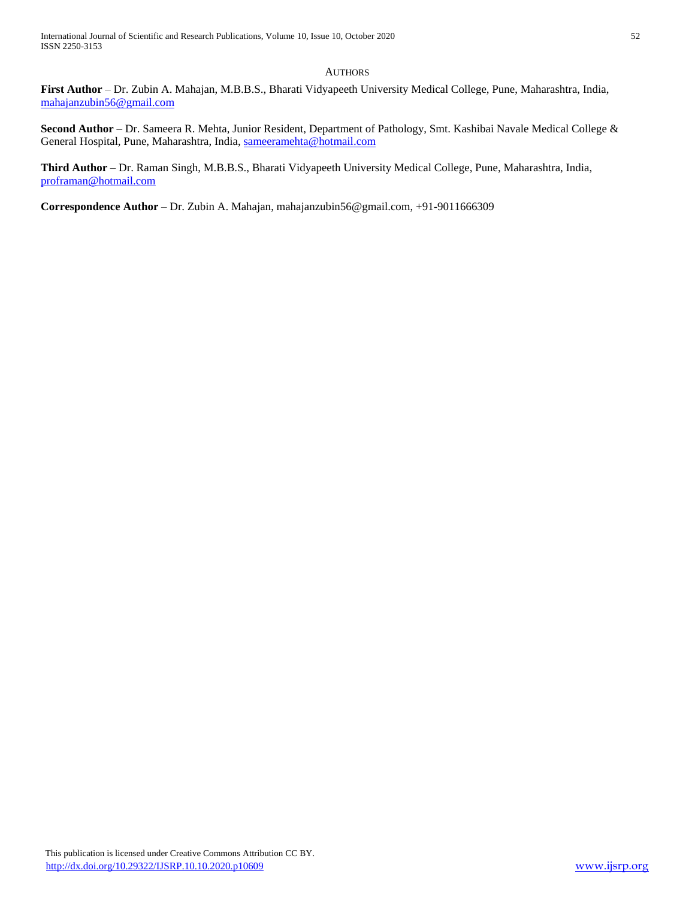## AUTHORS

**First Author** – Dr. Zubin A. Mahajan, M.B.B.S., Bharati Vidyapeeth University Medical College, Pune, Maharashtra, India, mahajanzubin56@gmail.com

**Second Author** – Dr. Sameera R. Mehta, Junior Resident, Department of Pathology, Smt. Kashibai Navale Medical College & General Hospital, Pune, Maharashtra, India, sameeramehta@hotmail.com

**Third Author** – Dr. Raman Singh, M.B.B.S., Bharati Vidyapeeth University Medical College, Pune, Maharashtra, India, proframan@hotmail.com

**Correspondence Author** – Dr. Zubin A. Mahajan, mahajanzubin56@gmail.com, +91-9011666309